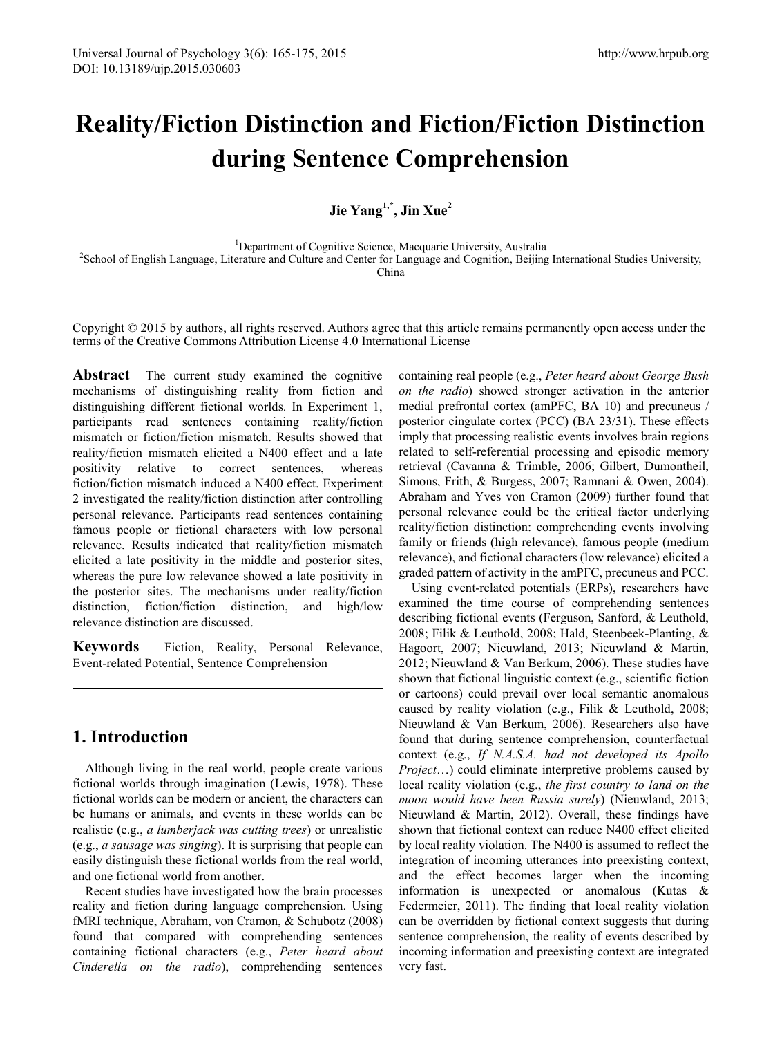# Reality/Fiction Distinction and Fiction/Fiction Distinction during Sentence Comprehension

**Jie Yang[1,*], Jin Xue[2]**

[1]Department of Cognitive Science, Macquarie University, Australia
[2]School of English Language, Literature and Culture and Center for Language and Cognition, Beijing International Studies University, China

Copyright © 2015 by authors, all rights reserved. Authors agree that this article remains permanently open access under the terms of the Creative Commons Attribution License 4.0 International License

**Abstract** The current study examined the cognitive mechanisms of distinguishing reality from fiction and distinguishing different fictional worlds. In Experiment 1, participants read sentences containing reality/fiction mismatch or fiction/fiction mismatch. Results showed that reality/fiction mismatch elicited a N400 effect and a late positivity relative to correct sentences, whereas fiction/fiction mismatch induced a N400 effect. Experiment 2 investigated the reality/fiction distinction after controlling personal relevance. Participants read sentences containing famous people or fictional characters with low personal relevance. Results indicated that reality/fiction mismatch elicited a late positivity in the middle and posterior sites, whereas the pure low relevance showed a late positivity in the posterior sites. The mechanisms under reality/fiction distinction, fiction/fiction distinction, and high/low relevance distinction are discussed.

**Keywords** Fiction, Reality, Personal Relevance, Event-related Potential, Sentence Comprehension

## 1. Introduction

Although living in the real world, people create various fictional worlds through imagination (Lewis, 1978). These fictional worlds can be modern or ancient, the characters can be humans or animals, and events in these worlds can be realistic (e.g., *a lumberjack was cutting trees*) or unrealistic (e.g., *a sausage was singing*). It is surprising that people can easily distinguish these fictional worlds from the real world, and one fictional world from another.

Recent studies have investigated how the brain processes reality and fiction during language comprehension. Using fMRI technique, Abraham, von Cramon, & Schubotz (2008) found that compared with comprehending sentences containing fictional characters (e.g., *Peter heard about Cinderella on the radio*), comprehending sentences containing real people (e.g., *Peter heard about George Bush on the radio*) showed stronger activation in the anterior medial prefrontal cortex (amPFC, BA 10) and precuneus / posterior cingulate cortex (PCC) (BA 23/31). These effects imply that processing realistic events involves brain regions related to self-referential processing and episodic memory retrieval (Cavanna & Trimble, 2006; Gilbert, Dumontheil, Simons, Frith, & Burgess, 2007; Ramnani & Owen, 2004). Abraham and Yves von Cramon (2009) further found that personal relevance could be the critical factor underlying reality/fiction distinction: comprehending events involving family or friends (high relevance), famous people (medium relevance), and fictional characters (low relevance) elicited a graded pattern of activity in the amPFC, precuneus and PCC.

Using event-related potentials (ERPs), researchers have examined the time course of comprehending sentences describing fictional events (Ferguson, Sanford, & Leuthold, 2008; Filik & Leuthold, 2008; Hald, Steenbeek-Planting, & Hagoort, 2007; Nieuwland, 2013; Nieuwland & Martin, 2012; Nieuwland & Van Berkum, 2006). These studies have shown that fictional linguistic context (e.g., scientific fiction or cartoons) could prevail over local semantic anomalous caused by reality violation (e.g., Filik & Leuthold, 2008; Nieuwland & Van Berkum, 2006). Researchers also have found that during sentence comprehension, counterfactual context (e.g., *If N.A.S.A. had not developed its Apollo Project*…) could eliminate interpretive problems caused by local reality violation (e.g., *the first country to land on the moon would have been Russia surely*) (Nieuwland, 2013; Nieuwland & Martin, 2012). Overall, these findings have shown that fictional context can reduce N400 effect elicited by local reality violation. The N400 is assumed to reflect the integration of incoming utterances into preexisting context, and the effect becomes larger when the incoming information is unexpected or anomalous (Kutas & Federmeier, 2011). The finding that local reality violation can be overridden by fictional context suggests that during sentence comprehension, the reality of events described by incoming information and preexisting context are integrated very fast.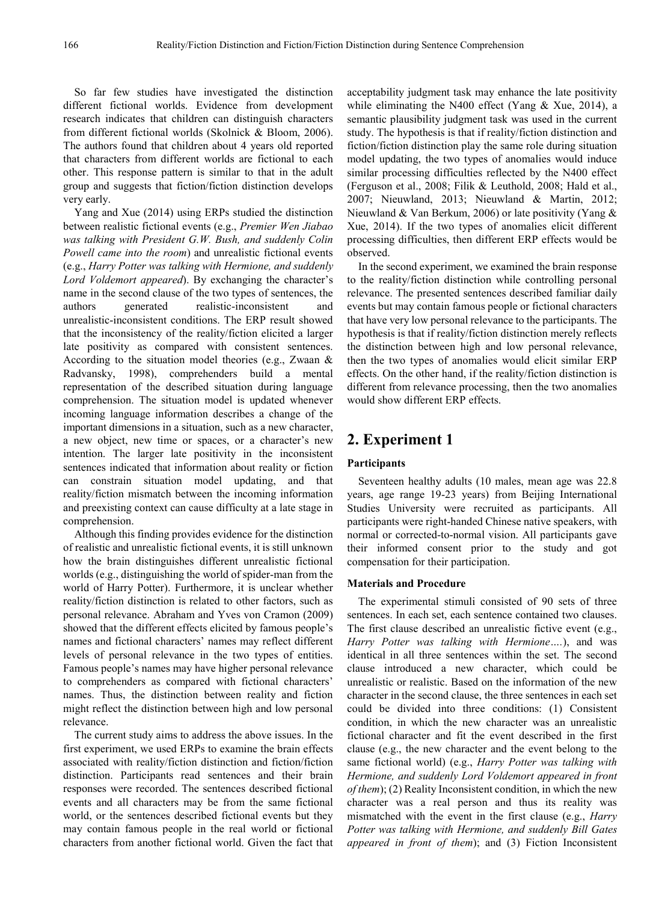So far few studies have investigated the distinction different fictional worlds. Evidence from development research indicates that children can distinguish characters from different fictional worlds (Skolnick & Bloom, 2006). The authors found that children about 4 years old reported that characters from different worlds are fictional to each other. This response pattern is similar to that in the adult group and suggests that fiction/fiction distinction develops very early.

Yang and Xue (2014) using ERPs studied the distinction between realistic fictional events (e.g., *Premier Wen Jiabao was talking with President G.W. Bush, and suddenly Colin Powell came into the room*) and unrealistic fictional events (e.g., *Harry Potter was talking with Hermione, and suddenly Lord Voldemort appeared*). By exchanging the character's name in the second clause of the two types of sentences, the authors generated realistic-inconsistent and unrealistic-inconsistent conditions. The ERP result showed that the inconsistency of the reality/fiction elicited a larger late positivity as compared with consistent sentences. According to the situation model theories (e.g., Zwaan & Radvansky, 1998), comprehenders build a mental representation of the described situation during language comprehension. The situation model is updated whenever incoming language information describes a change of the important dimensions in a situation, such as a new character, a new object, new time or spaces, or a character's new intention. The larger late positivity in the inconsistent sentences indicated that information about reality or fiction can constrain situation model updating, and that reality/fiction mismatch between the incoming information and preexisting context can cause difficulty at a late stage in comprehension.

Although this finding provides evidence for the distinction of realistic and unrealistic fictional events, it is still unknown how the brain distinguishes different unrealistic fictional worlds (e.g., distinguishing the world of spider-man from the world of Harry Potter). Furthermore, it is unclear whether reality/fiction distinction is related to other factors, such as personal relevance. Abraham and Yves von Cramon (2009) showed that the different effects elicited by famous people's names and fictional characters' names may reflect different levels of personal relevance in the two types of entities. Famous people's names may have higher personal relevance to comprehenders as compared with fictional characters' names. Thus, the distinction between reality and fiction might reflect the distinction between high and low personal relevance.

The current study aims to address the above issues. In the first experiment, we used ERPs to examine the brain effects associated with reality/fiction distinction and fiction/fiction distinction. Participants read sentences and their brain responses were recorded. The sentences described fictional events and all characters may be from the same fictional world, or the sentences described fictional events but they may contain famous people in the real world or fictional characters from another fictional world. Given the fact that acceptability judgment task may enhance the late positivity while eliminating the N400 effect (Yang & Xue, 2014), a semantic plausibility judgment task was used in the current study. The hypothesis is that if reality/fiction distinction and fiction/fiction distinction play the same role during situation model updating, the two types of anomalies would induce similar processing difficulties reflected by the N400 effect (Ferguson et al., 2008; Filik & Leuthold, 2008; Hald et al., 2007; Nieuwland, 2013; Nieuwland & Martin, 2012; Nieuwland & Van Berkum, 2006) or late positivity (Yang & Xue, 2014). If the two types of anomalies elicit different processing difficulties, then different ERP effects would be observed.

In the second experiment, we examined the brain response to the reality/fiction distinction while controlling personal relevance. The presented sentences described familiar daily events but may contain famous people or fictional characters that have very low personal relevance to the participants. The hypothesis is that if reality/fiction distinction merely reflects the distinction between high and low personal relevance, then the two types of anomalies would elicit similar ERP effects. On the other hand, if the reality/fiction distinction is different from relevance processing, then the two anomalies would show different ERP effects.

## 2. Experiment 1

### Participants

Seventeen healthy adults (10 males, mean age was 22.8 years, age range 19-23 years) from Beijing International Studies University were recruited as participants. All participants were right-handed Chinese native speakers, with normal or corrected-to-normal vision. All participants gave their informed consent prior to the study and got compensation for their participation.

### Materials and Procedure

The experimental stimuli consisted of 90 sets of three sentences. In each set, each sentence contained two clauses. The first clause described an unrealistic fictive event (e.g., *Harry Potter was talking with Hermione….*), and was identical in all three sentences within the set. The second clause introduced a new character, which could be unrealistic or realistic. Based on the information of the new character in the second clause, the three sentences in each set could be divided into three conditions: (1) Consistent condition, in which the new character was an unrealistic fictional character and fit the event described in the first clause (e.g., the new character and the event belong to the same fictional world) (e.g., *Harry Potter was talking with Hermione, and suddenly Lord Voldemort appeared in front of them*); (2) Reality Inconsistent condition, in which the new character was a real person and thus its reality was mismatched with the event in the first clause (e.g., *Harry Potter was talking with Hermione, and suddenly Bill Gates appeared in front of them*); and (3) Fiction Inconsistent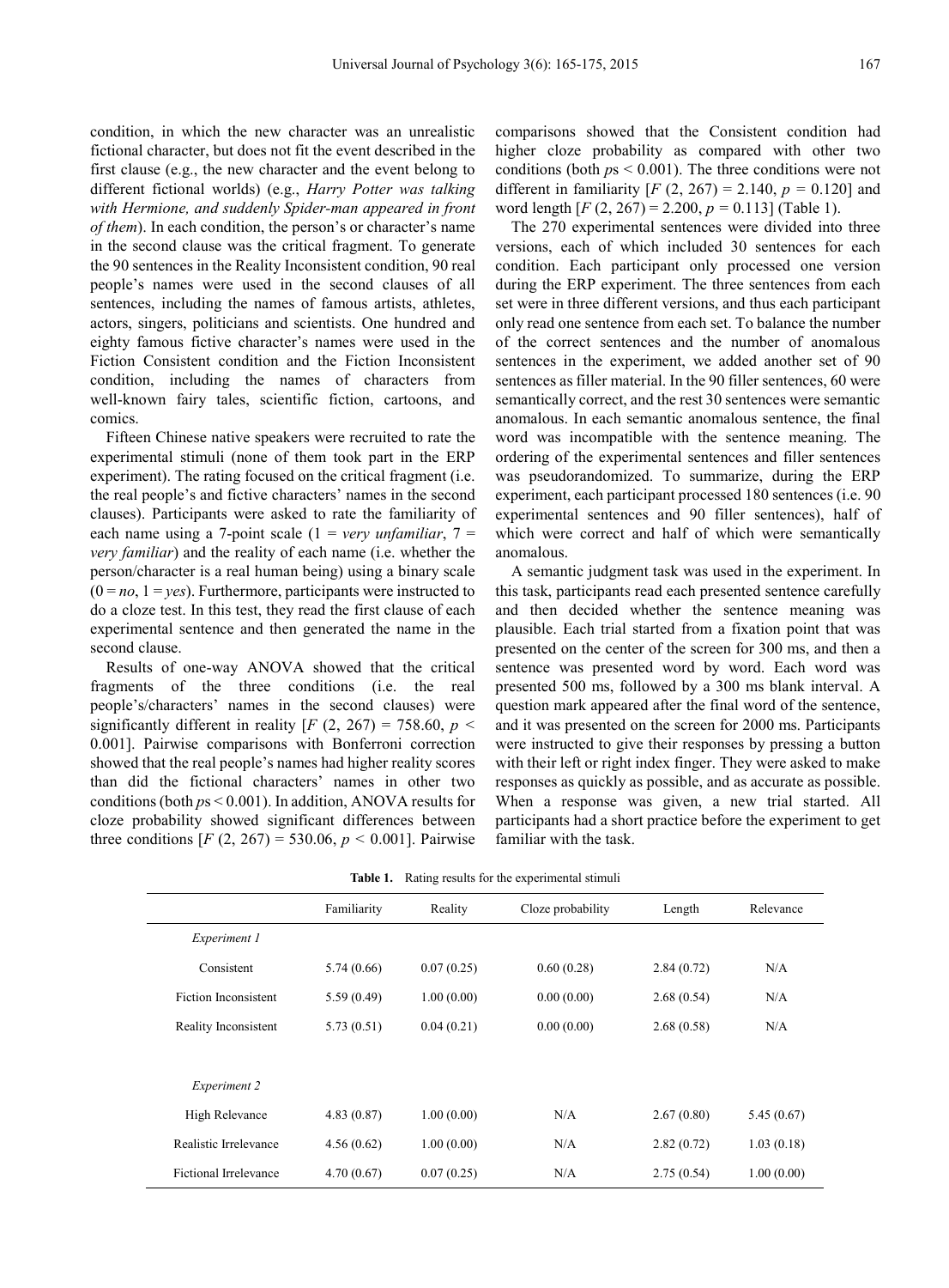condition, in which the new character was an unrealistic fictional character, but does not fit the event described in the first clause (e.g., the new character and the event belong to different fictional worlds) (e.g., *Harry Potter was talking with Hermione, and suddenly Spider-man appeared in front of them*). In each condition, the person's or character's name in the second clause was the critical fragment. To generate the 90 sentences in the Reality Inconsistent condition, 90 real people's names were used in the second clauses of all sentences, including the names of famous artists, athletes, actors, singers, politicians and scientists. One hundred and eighty famous fictive character's names were used in the Fiction Consistent condition and the Fiction Inconsistent condition, including the names of characters from well-known fairy tales, scientific fiction, cartoons, and comics.

Fifteen Chinese native speakers were recruited to rate the experimental stimuli (none of them took part in the ERP experiment). The rating focused on the critical fragment (i.e. the real people's and fictive characters' names in the second clauses). Participants were asked to rate the familiarity of each name using a 7-point scale (1 = *very unfamiliar*, 7 = *very familiar*) and the reality of each name (i.e. whether the person/character is a real human being) using a binary scale (0 = *no*, 1 = *yes*). Furthermore, participants were instructed to do a cloze test. In this test, they read the first clause of each experimental sentence and then generated the name in the second clause.

Results of one-way ANOVA showed that the critical fragments of the three conditions (i.e. the real people's/characters' names in the second clauses) were significantly different in reality [$F$ (2, 267) = 758.60, $p$ < 0.001]. Pairwise comparisons with Bonferroni correction showed that the real people's names had higher reality scores than did the fictional characters' names in other two conditions (both $p$s < 0.001). In addition, ANOVA results for cloze probability showed significant differences between three conditions [$F$ (2, 267) = 530.06, $p$ < 0.001]. Pairwise comparisons showed that the Consistent condition had higher cloze probability as compared with other two conditions (both $p$s < 0.001). The three conditions were not different in familiarity [$F$ (2, 267) = 2.140, $p$ = 0.120] and word length [$F$ (2, 267) = 2.200, $p$ = 0.113] (Table 1).

The 270 experimental sentences were divided into three versions, each of which included 30 sentences for each condition. Each participant only processed one version during the ERP experiment. The three sentences from each set were in three different versions, and thus each participant only read one sentence from each set. To balance the number of the correct sentences and the number of anomalous sentences in the experiment, we added another set of 90 sentences as filler material. In the 90 filler sentences, 60 were semantically correct, and the rest 30 sentences were semantic anomalous. In each semantic anomalous sentence, the final word was incompatible with the sentence meaning. The ordering of the experimental sentences and filler sentences was pseudorandomized. To summarize, during the ERP experiment, each participant processed 180 sentences (i.e. 90 experimental sentences and 90 filler sentences), half of which were correct and half of which were semantically anomalous.

A semantic judgment task was used in the experiment. In this task, participants read each presented sentence carefully and then decided whether the sentence meaning was plausible. Each trial started from a fixation point that was presented on the center of the screen for 300 ms, and then a sentence was presented word by word. Each word was presented 500 ms, followed by a 300 ms blank interval. A question mark appeared after the final word of the sentence, and it was presented on the screen for 2000 ms. Participants were instructed to give their responses by pressing a button with their left or right index finger. They were asked to make responses as quickly as possible, and as accurate as possible. When a response was given, a new trial started. All participants had a short practice before the experiment to get familiar with the task.

**Table 1.** Rating results for the experimental stimuli

| | Familiarity | Reality | Cloze probability | Length | Relevance |
|---|---|---|---|---|---|
| *Experiment 1* | | | | | |
| Consistent | 5.74 (0.66) | 0.07 (0.25) | 0.60 (0.28) | 2.84 (0.72) | N/A |
| Fiction Inconsistent | 5.59 (0.49) | 1.00 (0.00) | 0.00 (0.00) | 2.68 (0.54) | N/A |
| Reality Inconsistent | 5.73 (0.51) | 0.04 (0.21) | 0.00 (0.00) | 2.68 (0.58) | N/A |
| *Experiment 2* | | | | | |
| High Relevance | 4.83 (0.87) | 1.00 (0.00) | N/A | 2.67 (0.80) | 5.45 (0.67) |
| Realistic Irrelevance | 4.56 (0.62) | 1.00 (0.00) | N/A | 2.82 (0.72) | 1.03 (0.18) |
| Fictional Irrelevance | 4.70 (0.67) | 0.07 (0.25) | N/A | 2.75 (0.54) | 1.00 (0.00) |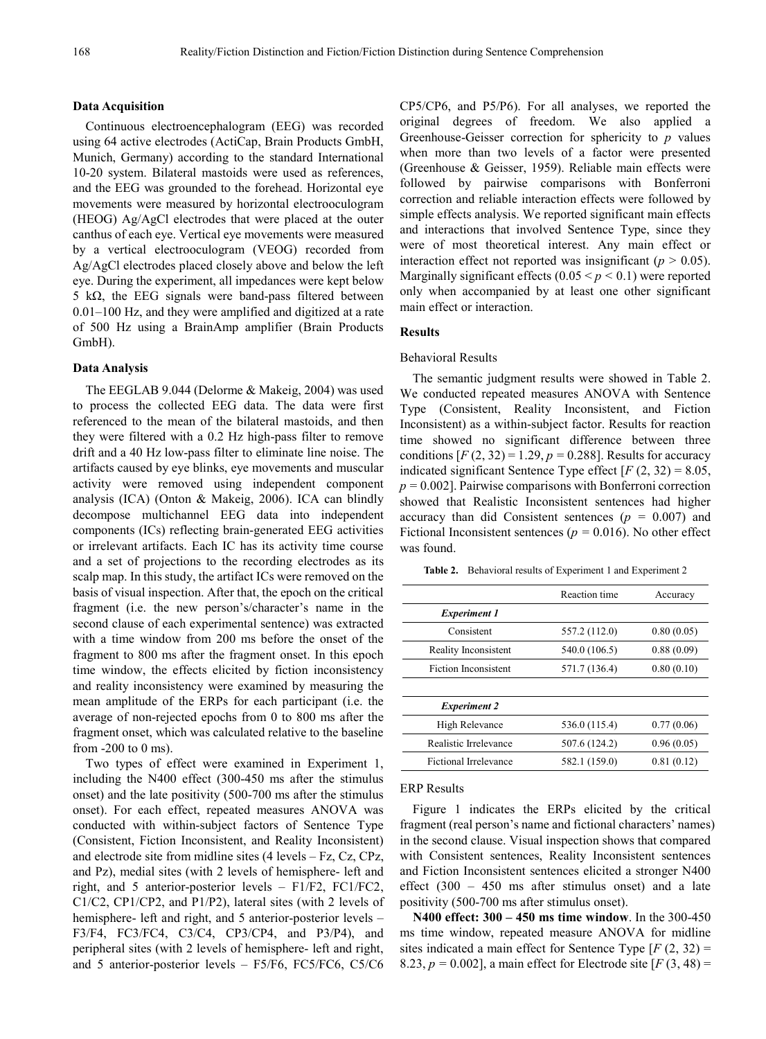### Data Acquisition

Continuous electroencephalogram (EEG) was recorded using 64 active electrodes (ActiCap, Brain Products GmbH, Munich, Germany) according to the standard International 10-20 system. Bilateral mastoids were used as references, and the EEG was grounded to the forehead. Horizontal eye movements were measured by horizontal electrooculogram (HEOG) Ag/AgCl electrodes that were placed at the outer canthus of each eye. Vertical eye movements were measured by a vertical electrooculogram (VEOG) recorded from Ag/AgCl electrodes placed closely above and below the left eye. During the experiment, all impedances were kept below 5 kΩ, the EEG signals were band-pass filtered between 0.01–100 Hz, and they were amplified and digitized at a rate of 500 Hz using a BrainAmp amplifier (Brain Products GmbH).

### Data Analysis

The EEGLAB 9.044 (Delorme & Makeig, 2004) was used to process the collected EEG data. The data were first referenced to the mean of the bilateral mastoids, and then they were filtered with a 0.2 Hz high-pass filter to remove drift and a 40 Hz low-pass filter to eliminate line noise. The artifacts caused by eye blinks, eye movements and muscular activity were removed using independent component analysis (ICA) (Onton & Makeig, 2006). ICA can blindly decompose multichannel EEG data into independent components (ICs) reflecting brain-generated EEG activities or irrelevant artifacts. Each IC has its activity time course and a set of projections to the recording electrodes as its scalp map. In this study, the artifact ICs were removed on the basis of visual inspection. After that, the epoch on the critical fragment (i.e. the new person's/character's name in the second clause of each experimental sentence) was extracted with a time window from 200 ms before the onset of the fragment to 800 ms after the fragment onset. In this epoch time window, the effects elicited by fiction inconsistency and reality inconsistency were examined by measuring the mean amplitude of the ERPs for each participant (i.e. the average of non-rejected epochs from 0 to 800 ms after the fragment onset, which was calculated relative to the baseline from -200 to 0 ms).

Two types of effect were examined in Experiment 1, including the N400 effect (300-450 ms after the stimulus onset) and the late positivity (500-700 ms after the stimulus onset). For each effect, repeated measures ANOVA was conducted with within-subject factors of Sentence Type (Consistent, Fiction Inconsistent, and Reality Inconsistent) and electrode site from midline sites (4 levels – Fz, Cz, CPz, and Pz), medial sites (with 2 levels of hemisphere- left and right, and 5 anterior-posterior levels – F1/F2, FC1/FC2, C1/C2, CP1/CP2, and P1/P2), lateral sites (with 2 levels of hemisphere- left and right, and 5 anterior-posterior levels – F3/F4, FC3/FC4, C3/C4, CP3/CP4, and P3/P4), and peripheral sites (with 2 levels of hemisphere- left and right, and 5 anterior-posterior levels – F5/F6, FC5/FC6, C5/C6 CP5/CP6, and P5/P6). For all analyses, we reported the original degrees of freedom. We also applied a Greenhouse-Geisser correction for sphericity to $p$ values when more than two levels of a factor were presented (Greenhouse & Geisser, 1959). Reliable main effects were followed by pairwise comparisons with Bonferroni correction and reliable interaction effects were followed by simple effects analysis. We reported significant main effects and interactions that involved Sentence Type, since they were of most theoretical interest. Any main effect or interaction effect not reported was insignificant ($p > 0.05$). Marginally significant effects ($0.05 < p < 0.1$) were reported only when accompanied by at least one other significant main effect or interaction.

### Results

#### Behavioral Results

The semantic judgment results were showed in Table 2. We conducted repeated measures ANOVA with Sentence Type (Consistent, Reality Inconsistent, and Fiction Inconsistent) as a within-subject factor. Results for reaction time showed no significant difference between three conditions [$F(2, 32) = 1.29$, $p = 0.288$]. Results for accuracy indicated significant Sentence Type effect [$F(2, 32) = 8.05$, $p = 0.002$]. Pairwise comparisons with Bonferroni correction showed that Realistic Inconsistent sentences had higher accuracy than did Consistent sentences ($p = 0.007$) and Fictional Inconsistent sentences ($p = 0.016$). No other effect was found.

**Table 2.** Behavioral results of Experiment 1 and Experiment 2

| | Reaction time | Accuracy |
|---|---|---|
| ***Experiment 1*** | | |
| Consistent | 557.2 (112.0) | 0.80 (0.05) |
| Reality Inconsistent | 540.0 (106.5) | 0.88 (0.09) |
| Fiction Inconsistent | 571.7 (136.4) | 0.80 (0.10) |
| ***Experiment 2*** | | |
| High Relevance | 536.0 (115.4) | 0.77 (0.06) |
| Realistic Irrelevance | 507.6 (124.2) | 0.96 (0.05) |
| Fictional Irrelevance | 582.1 (159.0) | 0.81 (0.12) |

#### ERP Results

Figure 1 indicates the ERPs elicited by the critical fragment (real person's name and fictional characters' names) in the second clause. Visual inspection shows that compared with Consistent sentences, Reality Inconsistent sentences and Fiction Inconsistent sentences elicited a stronger N400 effect (300 – 450 ms after stimulus onset) and a late positivity (500-700 ms after stimulus onset).

**N400 effect: 300 – 450 ms time window**. In the 300-450 ms time window, repeated measure ANOVA for midline sites indicated a main effect for Sentence Type [$F(2, 32) = 8.23$, $p = 0.002$], a main effect for Electrode site [$F(3, 48) =$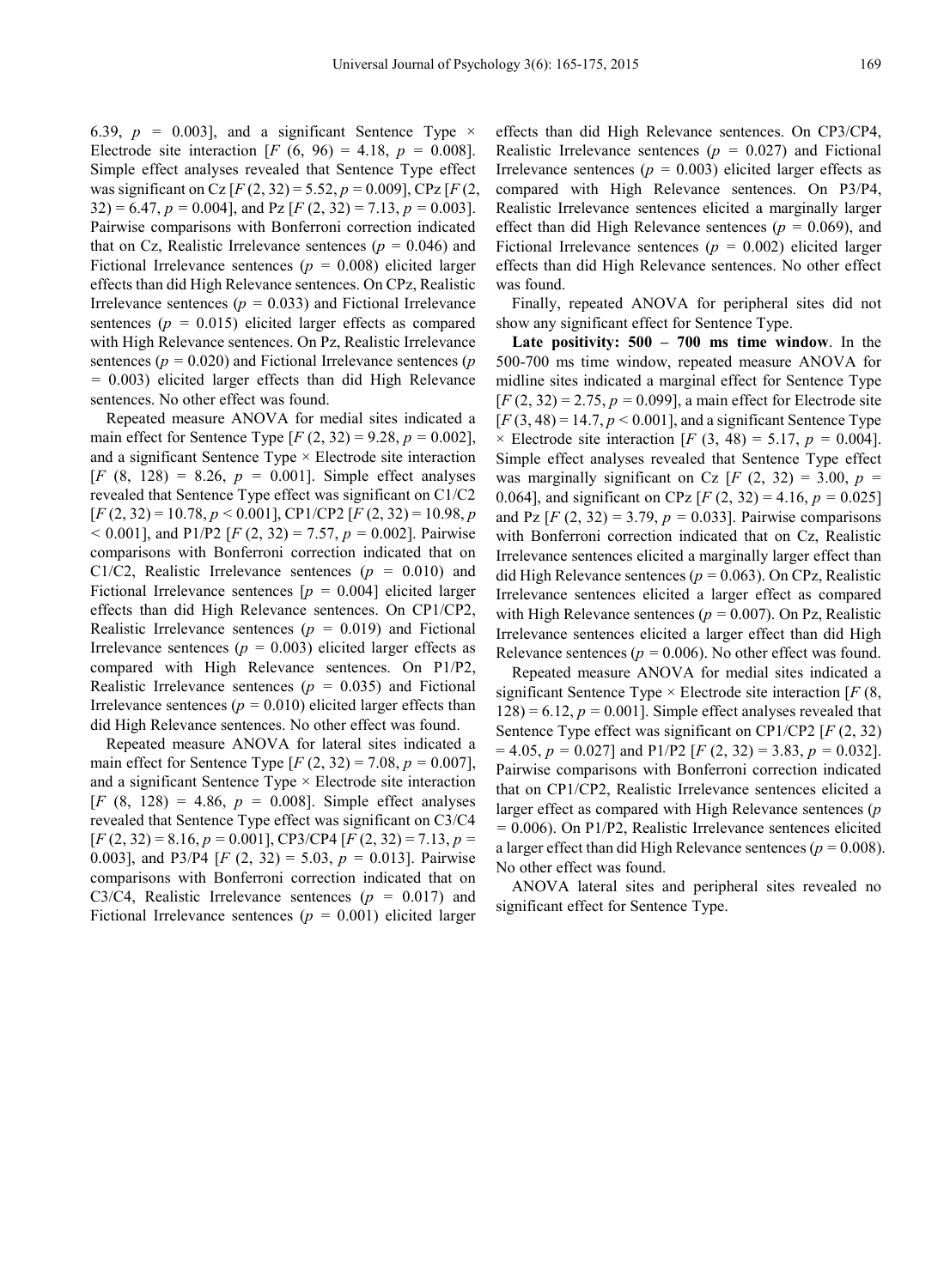6.39, $p = 0.003$], and a significant Sentence Type × Electrode site interaction [$F(6, 96) = 4.18$, $p = 0.008$]. Simple effect analyses revealed that Sentence Type effect was significant on Cz [$F(2, 32) = 5.52$, $p = 0.009$], CPz [$F(2, 32) = 6.47$, $p = 0.004$], and Pz [$F(2, 32) = 7.13$, $p = 0.003$]. Pairwise comparisons with Bonferroni correction indicated that on Cz, Realistic Irrelevance sentences ($p = 0.046$) and Fictional Irrelevance sentences ($p = 0.008$) elicited larger effects than did High Relevance sentences. On CPz, Realistic Irrelevance sentences ($p = 0.033$) and Fictional Irrelevance sentences ($p = 0.015$) elicited larger effects as compared with High Relevance sentences. On Pz, Realistic Irrelevance sentences ($p = 0.020$) and Fictional Irrelevance sentences ($p = 0.003$) elicited larger effects than did High Relevance sentences. No other effect was found.

Repeated measure ANOVA for medial sites indicated a main effect for Sentence Type [$F(2, 32) = 9.28$, $p = 0.002$], and a significant Sentence Type × Electrode site interaction [$F(8, 128) = 8.26$, $p = 0.001$]. Simple effect analyses revealed that Sentence Type effect was significant on C1/C2 [$F(2, 32) = 10.78$, $p < 0.001$], CP1/CP2 [$F(2, 32) = 10.98$, $p < 0.001$], and P1/P2 [$F(2, 32) = 7.57$, $p = 0.002$]. Pairwise comparisons with Bonferroni correction indicated that on C1/C2, Realistic Irrelevance sentences ($p = 0.010$) and Fictional Irrelevance sentences [$p = 0.004$] elicited larger effects than did High Relevance sentences. On CP1/CP2, Realistic Irrelevance sentences ($p = 0.019$) and Fictional Irrelevance sentences ($p = 0.003$) elicited larger effects as compared with High Relevance sentences. On P1/P2, Realistic Irrelevance sentences ($p = 0.035$) and Fictional Irrelevance sentences ($p = 0.010$) elicited larger effects than did High Relevance sentences. No other effect was found.

Repeated measure ANOVA for lateral sites indicated a main effect for Sentence Type [$F(2, 32) = 7.08$, $p = 0.007$], and a significant Sentence Type × Electrode site interaction [$F(8, 128) = 4.86$, $p = 0.008$]. Simple effect analyses revealed that Sentence Type effect was significant on C3/C4 [$F(2, 32) = 8.16$, $p = 0.001$], CP3/CP4 [$F(2, 32) = 7.13$, $p = 0.003$], and P3/P4 [$F(2, 32) = 5.03$, $p = 0.013$]. Pairwise comparisons with Bonferroni correction indicated that on C3/C4, Realistic Irrelevance sentences ($p = 0.017$) and Fictional Irrelevance sentences ($p = 0.001$) elicited larger effects than did High Relevance sentences. On CP3/CP4, Realistic Irrelevance sentences ($p = 0.027$) and Fictional Irrelevance sentences ($p = 0.003$) elicited larger effects as compared with High Relevance sentences. On P3/P4, Realistic Irrelevance sentences elicited a marginally larger effect than did High Relevance sentences ($p = 0.069$), and Fictional Irrelevance sentences ($p = 0.002$) elicited larger effects than did High Relevance sentences. No other effect was found.

Finally, repeated ANOVA for peripheral sites did not show any significant effect for Sentence Type.

**Late positivity: 500 – 700 ms time window**. In the 500-700 ms time window, repeated measure ANOVA for midline sites indicated a marginal effect for Sentence Type [$F(2, 32) = 2.75$, $p = 0.099$], a main effect for Electrode site [$F(3, 48) = 14.7$, $p < 0.001$], and a significant Sentence Type × Electrode site interaction [$F(3, 48) = 5.17$, $p = 0.004$]. Simple effect analyses revealed that Sentence Type effect was marginally significant on Cz [$F(2, 32) = 3.00$, $p = 0.064$], and significant on CPz [$F(2, 32) = 4.16$, $p = 0.025$] and Pz [$F(2, 32) = 3.79$, $p = 0.033$]. Pairwise comparisons with Bonferroni correction indicated that on Cz, Realistic Irrelevance sentences elicited a marginally larger effect than did High Relevance sentences ($p = 0.063$). On CPz, Realistic Irrelevance sentences elicited a larger effect as compared with High Relevance sentences ($p = 0.007$). On Pz, Realistic Irrelevance sentences elicited a larger effect than did High Relevance sentences ($p = 0.006$). No other effect was found.

Repeated measure ANOVA for medial sites indicated a significant Sentence Type × Electrode site interaction [$F(8, 128) = 6.12$, $p = 0.001$]. Simple effect analyses revealed that Sentence Type effect was significant on CP1/CP2 [$F(2, 32) = 4.05$, $p = 0.027$] and P1/P2 [$F(2, 32) = 3.83$, $p = 0.032$]. Pairwise comparisons with Bonferroni correction indicated that on CP1/CP2, Realistic Irrelevance sentences elicited a larger effect as compared with High Relevance sentences ($p = 0.006$). On P1/P2, Realistic Irrelevance sentences elicited a larger effect than did High Relevance sentences ($p = 0.008$). No other effect was found.

ANOVA lateral sites and peripheral sites revealed no significant effect for Sentence Type.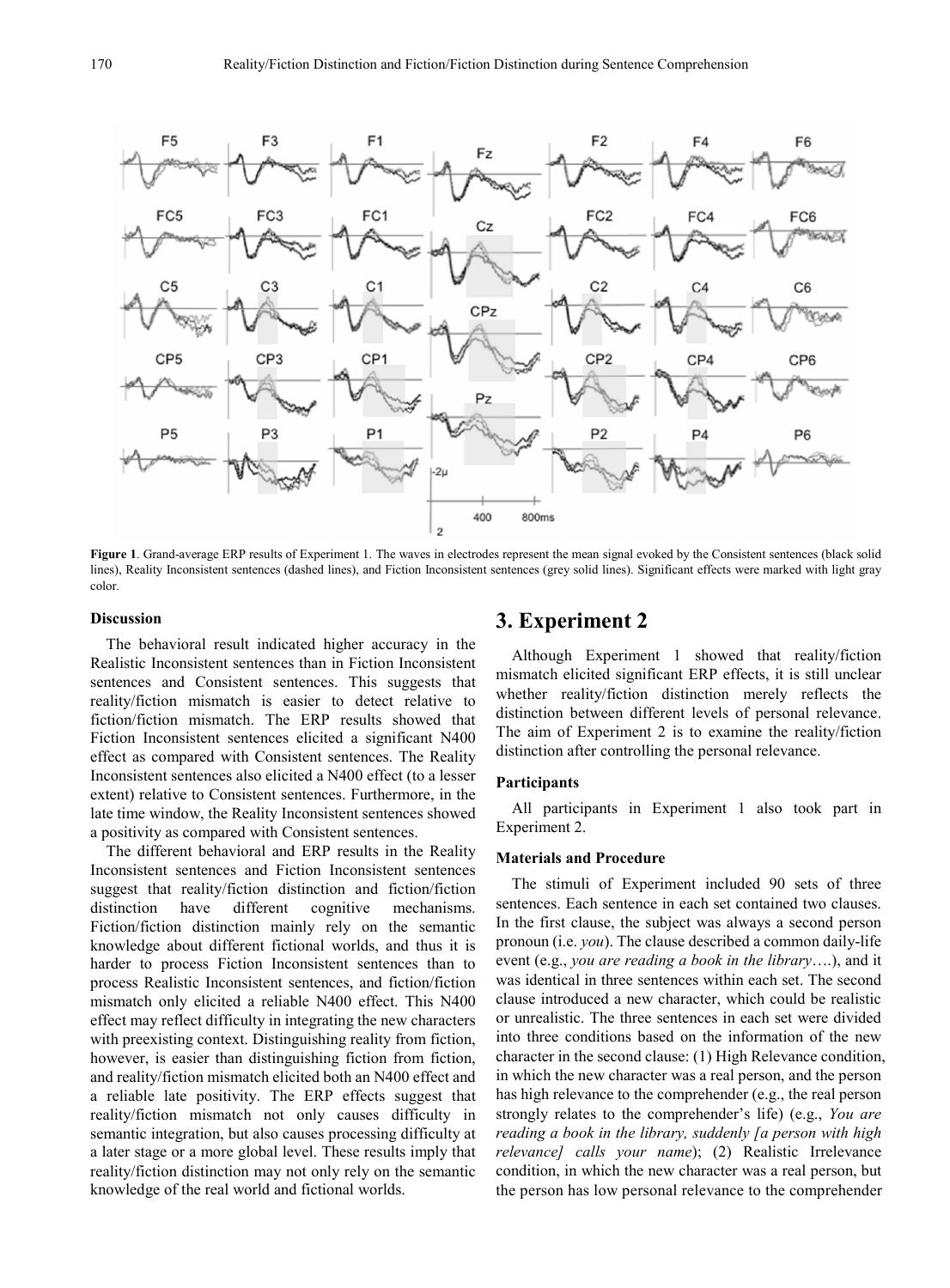**Figure 1**. Grand-average ERP results of Experiment 1. The waves in electrodes represent the mean signal evoked by the Consistent sentences (black solid lines), Reality Inconsistent sentences (dashed lines), and Fiction Inconsistent sentences (grey solid lines). Significant effects were marked with light gray color.

#### Discussion

The behavioral result indicated higher accuracy in the Realistic Inconsistent sentences than in Fiction Inconsistent sentences and Consistent sentences. This suggests that reality/fiction mismatch is easier to detect relative to fiction/fiction mismatch. The ERP results showed that Fiction Inconsistent sentences elicited a significant N400 effect as compared with Consistent sentences. The Reality Inconsistent sentences also elicited a N400 effect (to a lesser extent) relative to Consistent sentences. Furthermore, in the late time window, the Reality Inconsistent sentences showed a positivity as compared with Consistent sentences.

The different behavioral and ERP results in the Reality Inconsistent sentences and Fiction Inconsistent sentences suggest that reality/fiction distinction and fiction/fiction distinction have different cognitive mechanisms. Fiction/fiction distinction mainly rely on the semantic knowledge about different fictional worlds, and thus it is harder to process Fiction Inconsistent sentences than to process Realistic Inconsistent sentences, and fiction/fiction mismatch only elicited a reliable N400 effect. This N400 effect may reflect difficulty in integrating the new characters with preexisting context. Distinguishing reality from fiction, however, is easier than distinguishing fiction from fiction, and reality/fiction mismatch elicited both an N400 effect and a reliable late positivity. The ERP effects suggest that reality/fiction mismatch not only causes difficulty in semantic integration, but also causes processing difficulty at a later stage or a more global level. These results imply that reality/fiction distinction may not only rely on the semantic knowledge of the real world and fictional worlds.

## 3. Experiment 2

Although Experiment 1 showed that reality/fiction mismatch elicited significant ERP effects, it is still unclear whether reality/fiction distinction merely reflects the distinction between different levels of personal relevance. The aim of Experiment 2 is to examine the reality/fiction distinction after controlling the personal relevance.

#### Participants

All participants in Experiment 1 also took part in Experiment 2.

#### Materials and Procedure

The stimuli of Experiment included 90 sets of three sentences. Each sentence in each set contained two clauses. In the first clause, the subject was always a second person pronoun (i.e. *you*). The clause described a common daily-life event (e.g., *you are reading a book in the library*….), and it was identical in three sentences within each set. The second clause introduced a new character, which could be realistic or unrealistic. The three sentences in each set were divided into three conditions based on the information of the new character in the second clause: (1) High Relevance condition, in which the new character was a real person, and the person has high relevance to the comprehender (e.g., the real person strongly relates to the comprehender's life) (e.g., *You are reading a book in the library, suddenly [a person with high relevance] calls your name*); (2) Realistic Irrelevance condition, in which the new character was a real person, but the person has low personal relevance to the comprehender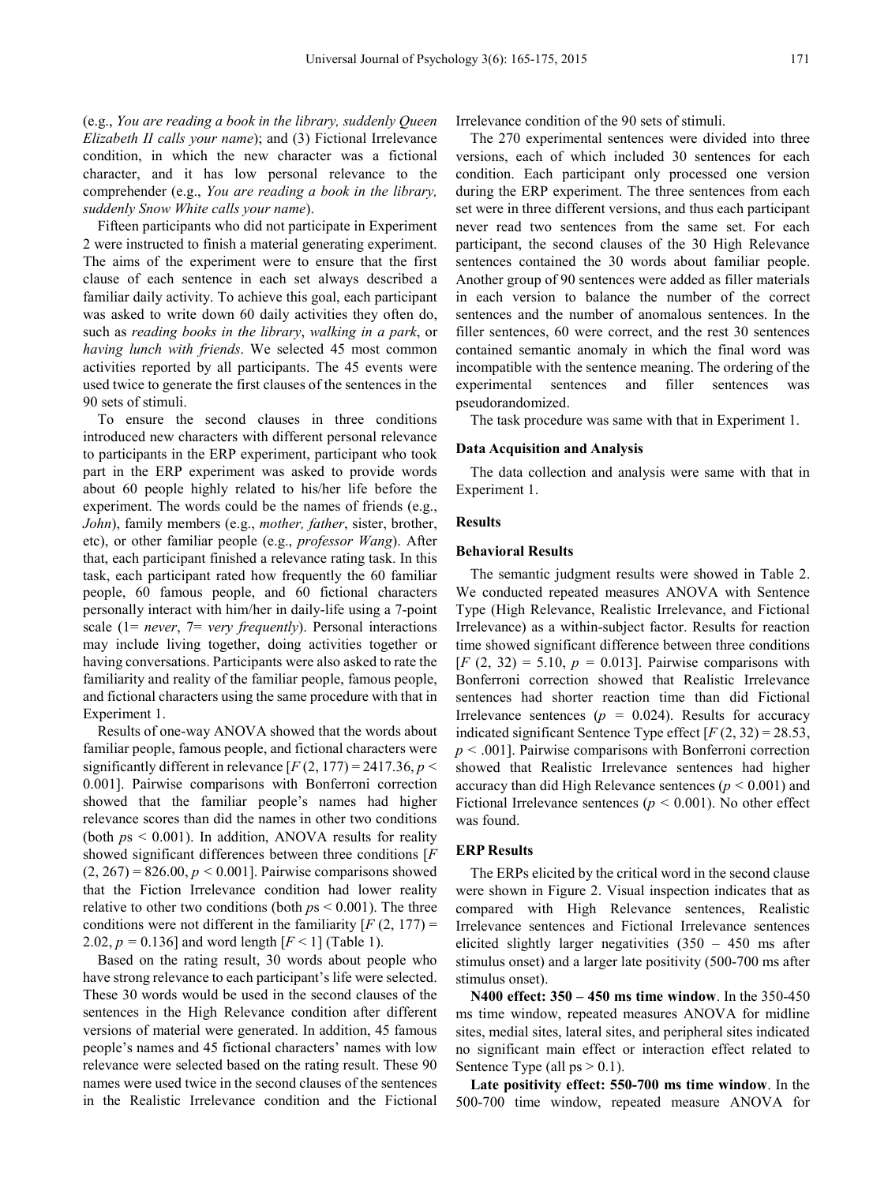(e.g., *You are reading a book in the library, suddenly Queen Elizabeth II calls your name*); and (3) Fictional Irrelevance condition, in which the new character was a fictional character, and it has low personal relevance to the comprehender (e.g., *You are reading a book in the library, suddenly Snow White calls your name*).

Fifteen participants who did not participate in Experiment 2 were instructed to finish a material generating experiment. The aims of the experiment were to ensure that the first clause of each sentence in each set always described a familiar daily activity. To achieve this goal, each participant was asked to write down 60 daily activities they often do, such as *reading books in the library*, *walking in a park*, or *having lunch with friends*. We selected 45 most common activities reported by all participants. The 45 events were used twice to generate the first clauses of the sentences in the 90 sets of stimuli.

To ensure the second clauses in three conditions introduced new characters with different personal relevance to participants in the ERP experiment, participant who took part in the ERP experiment was asked to provide words about 60 people highly related to his/her life before the experiment. The words could be the names of friends (e.g., *John*), family members (e.g., *mother, father*, sister, brother, etc), or other familiar people (e.g., *professor Wang*). After that, each participant finished a relevance rating task. In this task, each participant rated how frequently the 60 familiar people, 60 famous people, and 60 fictional characters personally interact with him/her in daily-life using a 7-point scale (1= *never*, 7= *very frequently*). Personal interactions may include living together, doing activities together or having conversations. Participants were also asked to rate the familiarity and reality of the familiar people, famous people, and fictional characters using the same procedure with that in Experiment 1.

Results of one-way ANOVA showed that the words about familiar people, famous people, and fictional characters were significantly different in relevance [$F$ (2, 177) = 2417.36, $p$ < 0.001]. Pairwise comparisons with Bonferroni correction showed that the familiar people's names had higher relevance scores than did the names in other two conditions (both $p$s < 0.001). In addition, ANOVA results for reality showed significant differences between three conditions [$F$ (2, 267) = 826.00, $p$ < 0.001]. Pairwise comparisons showed that the Fiction Irrelevance condition had lower reality relative to other two conditions (both $p$s < 0.001). The three conditions were not different in the familiarity [$F$ (2, 177) = 2.02, $p$ = 0.136] and word length [$F$ < 1] (Table 1).

Based on the rating result, 30 words about people who have strong relevance to each participant's life were selected. These 30 words would be used in the second clauses of the sentences in the High Relevance condition after different versions of material were generated. In addition, 45 famous people's names and 45 fictional characters' names with low relevance were selected based on the rating result. These 90 names were used twice in the second clauses of the sentences in the Realistic Irrelevance condition and the Fictional Irrelevance condition of the 90 sets of stimuli.

The 270 experimental sentences were divided into three versions, each of which included 30 sentences for each condition. Each participant only processed one version during the ERP experiment. The three sentences from each set were in three different versions, and thus each participant never read two sentences from the same set. For each participant, the second clauses of the 30 High Relevance sentences contained the 30 words about familiar people. Another group of 90 sentences were added as filler materials in each version to balance the number of the correct sentences and the number of anomalous sentences. In the filler sentences, 60 were correct, and the rest 30 sentences contained semantic anomaly in which the final word was incompatible with the sentence meaning. The ordering of the experimental sentences and filler sentences was pseudorandomized.

The task procedure was same with that in Experiment 1.

#### Data Acquisition and Analysis

The data collection and analysis were same with that in Experiment 1.

### Results

#### Behavioral Results

The semantic judgment results were showed in Table 2. We conducted repeated measures ANOVA with Sentence Type (High Relevance, Realistic Irrelevance, and Fictional Irrelevance) as a within-subject factor. Results for reaction time showed significant difference between three conditions [$F$ (2, 32) = 5.10, $p$ = 0.013]. Pairwise comparisons with Bonferroni correction showed that Realistic Irrelevance sentences had shorter reaction time than did Fictional Irrelevance sentences ($p$ = 0.024). Results for accuracy indicated significant Sentence Type effect [$F$ (2, 32) = 28.53, $p$ < .001]. Pairwise comparisons with Bonferroni correction showed that Realistic Irrelevance sentences had higher accuracy than did High Relevance sentences ($p$ < 0.001) and Fictional Irrelevance sentences ($p$ < 0.001). No other effect was found.

#### ERP Results

The ERPs elicited by the critical word in the second clause were shown in Figure 2. Visual inspection indicates that as compared with High Relevance sentences, Realistic Irrelevance sentences and Fictional Irrelevance sentences elicited slightly larger negativities (350 – 450 ms after stimulus onset) and a larger late positivity (500-700 ms after stimulus onset).

**N400 effect: 350 – 450 ms time window**. In the 350-450 ms time window, repeated measures ANOVA for midline sites, medial sites, lateral sites, and peripheral sites indicated no significant main effect or interaction effect related to Sentence Type (all ps > 0.1).

**Late positivity effect: 550-700 ms time window**. In the 500-700 time window, repeated measure ANOVA for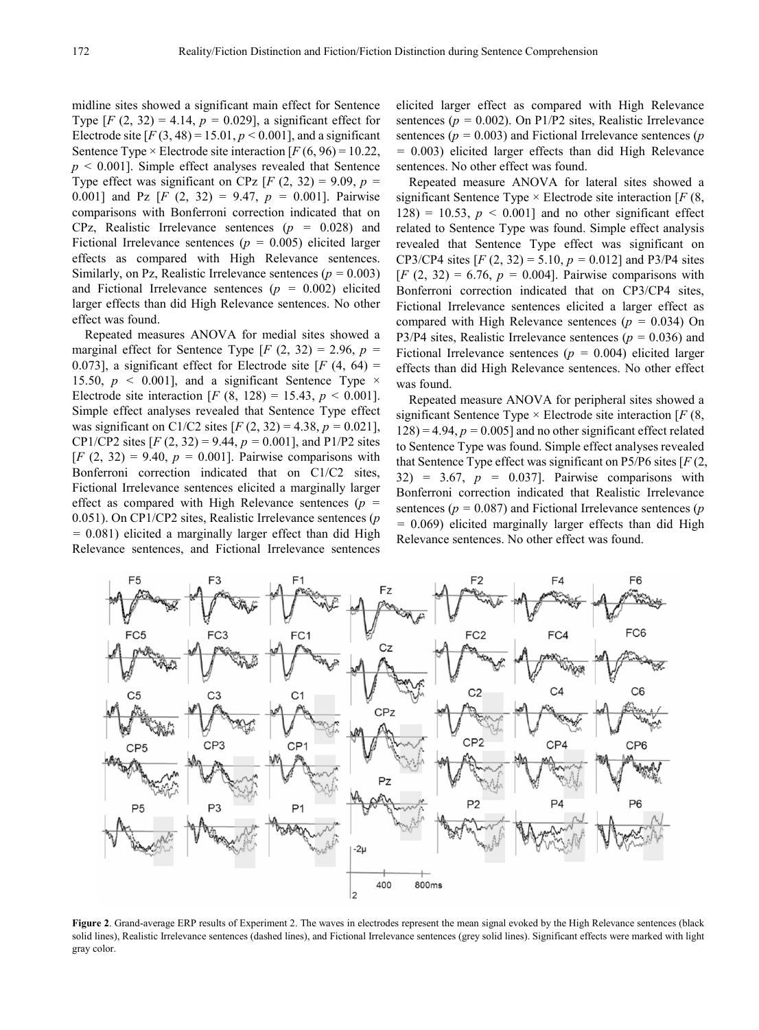midline sites showed a significant main effect for Sentence Type [$F$ (2, 32) = 4.14, $p$ = 0.029], a significant effect for Electrode site [$F$ (3, 48) = 15.01, $p < 0.001$], and a significant Sentence Type × Electrode site interaction [$F$ (6, 96) = 10.22, $p < 0.001$]. Simple effect analyses revealed that Sentence Type effect was significant on CPz [$F$ (2, 32) = 9.09, $p$ = 0.001] and Pz [$F$ (2, 32) = 9.47, $p$ = 0.001]. Pairwise comparisons with Bonferroni correction indicated that on CPz, Realistic Irrelevance sentences ($p$ = 0.028) and Fictional Irrelevance sentences ($p$ = 0.005) elicited larger effects as compared with High Relevance sentences. Similarly, on Pz, Realistic Irrelevance sentences ($p$ = 0.003) and Fictional Irrelevance sentences ($p$ = 0.002) elicited larger effects than did High Relevance sentences. No other effect was found.

Repeated measures ANOVA for medial sites showed a marginal effect for Sentence Type [$F$ (2, 32) = 2.96, $p$ = 0.073], a significant effect for Electrode site [$F$ (4, 64) = 15.50, $p < 0.001$], and a significant Sentence Type × Electrode site interaction [$F$ (8, 128) = 15.43, $p < 0.001$]. Simple effect analyses revealed that Sentence Type effect was significant on C1/C2 sites [$F$ (2, 32) = 4.38, $p$ = 0.021], CP1/CP2 sites [$F$ (2, 32) = 9.44, $p$ = 0.001], and P1/P2 sites [$F$ (2, 32) = 9.40, $p$ = 0.001]. Pairwise comparisons with Bonferroni correction indicated that on C1/C2 sites, Fictional Irrelevance sentences elicited a marginally larger effect as compared with High Relevance sentences ($p$ = 0.051). On CP1/CP2 sites, Realistic Irrelevance sentences ($p$ = 0.081) elicited a marginally larger effect than did High Relevance sentences, and Fictional Irrelevance sentences elicited larger effect as compared with High Relevance sentences ($p$ = 0.002). On P1/P2 sites, Realistic Irrelevance sentences ($p$ = 0.003) and Fictional Irrelevance sentences ($p$ = 0.003) elicited larger effects than did High Relevance sentences. No other effect was found.

Repeated measure ANOVA for lateral sites showed a significant Sentence Type × Electrode site interaction [$F$ (8, 128) = 10.53, $p < 0.001$] and no other significant effect related to Sentence Type was found. Simple effect analysis revealed that Sentence Type effect was significant on CP3/CP4 sites [$F$ (2, 32) = 5.10, $p$ = 0.012] and P3/P4 sites [$F$ (2, 32) = 6.76, $p$ = 0.004]. Pairwise comparisons with Bonferroni correction indicated that on CP3/CP4 sites, Fictional Irrelevance sentences elicited a larger effect as compared with High Relevance sentences ($p$ = 0.034) On P3/P4 sites, Realistic Irrelevance sentences ($p$ = 0.036) and Fictional Irrelevance sentences ($p$ = 0.004) elicited larger effects than did High Relevance sentences. No other effect was found.

Repeated measure ANOVA for peripheral sites showed a significant Sentence Type × Electrode site interaction [$F$ (8, 128) = 4.94, $p$ = 0.005] and no other significant effect related to Sentence Type was found. Simple effect analyses revealed that Sentence Type effect was significant on P5/P6 sites [$F$ (2, 32) = 3.67, $p$ = 0.037]. Pairwise comparisons with Bonferroni correction indicated that Realistic Irrelevance sentences ($p$ = 0.087) and Fictional Irrelevance sentences ($p$ = 0.069) elicited marginally larger effects than did High Relevance sentences. No other effect was found.

**Figure 2**. Grand-average ERP results of Experiment 2. The waves in electrodes represent the mean signal evoked by the High Relevance sentences (black solid lines), Realistic Irrelevance sentences (dashed lines), and Fictional Irrelevance sentences (grey solid lines). Significant effects were marked with light gray color.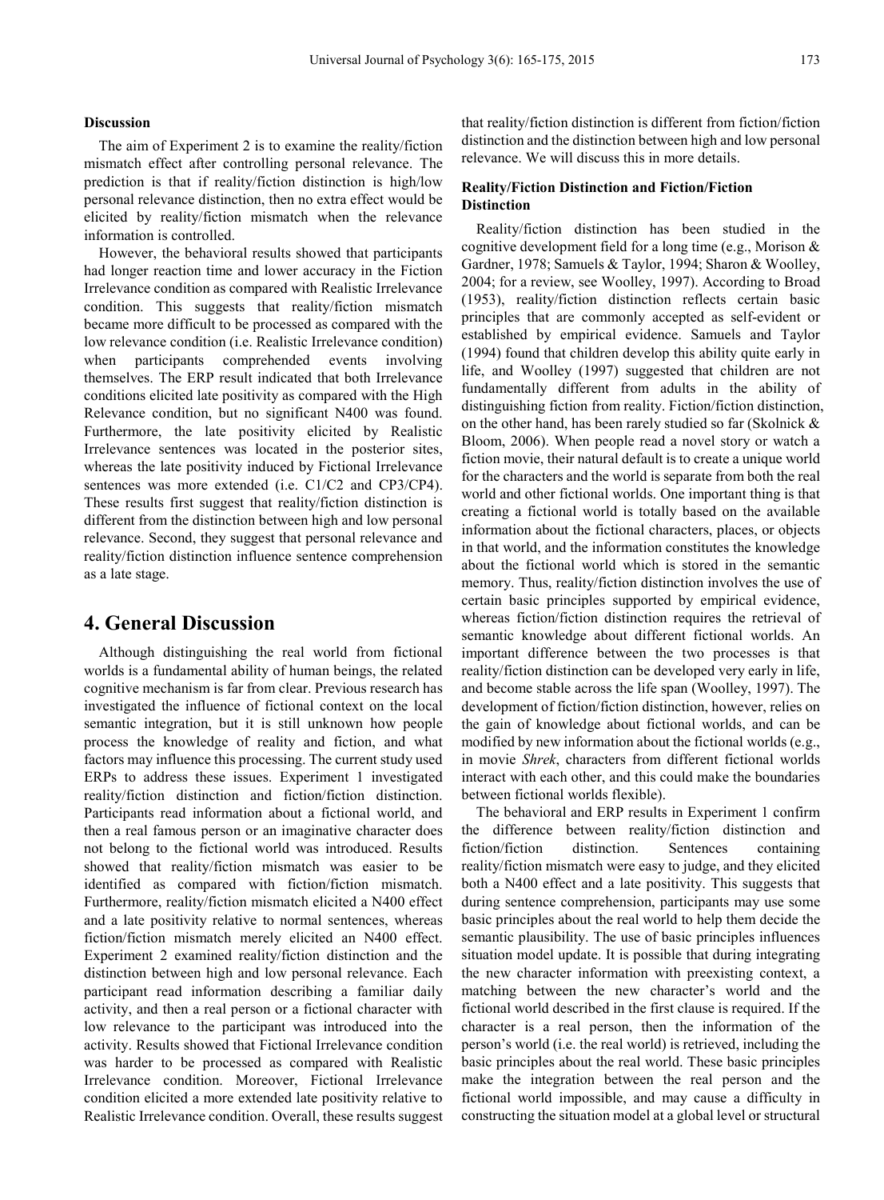### Discussion

The aim of Experiment 2 is to examine the reality/fiction mismatch effect after controlling personal relevance. The prediction is that if reality/fiction distinction is high/low personal relevance distinction, then no extra effect would be elicited by reality/fiction mismatch when the relevance information is controlled.

However, the behavioral results showed that participants had longer reaction time and lower accuracy in the Fiction Irrelevance condition as compared with Realistic Irrelevance condition. This suggests that reality/fiction mismatch became more difficult to be processed as compared with the low relevance condition (i.e. Realistic Irrelevance condition) when participants comprehended events involving themselves. The ERP result indicated that both Irrelevance conditions elicited late positivity as compared with the High Relevance condition, but no significant N400 was found. Furthermore, the late positivity elicited by Realistic Irrelevance sentences was located in the posterior sites, whereas the late positivity induced by Fictional Irrelevance sentences was more extended (i.e. C1/C2 and CP3/CP4). These results first suggest that reality/fiction distinction is different from the distinction between high and low personal relevance. Second, they suggest that personal relevance and reality/fiction distinction influence sentence comprehension as a late stage.

## 4. General Discussion

Although distinguishing the real world from fictional worlds is a fundamental ability of human beings, the related cognitive mechanism is far from clear. Previous research has investigated the influence of fictional context on the local semantic integration, but it is still unknown how people process the knowledge of reality and fiction, and what factors may influence this processing. The current study used ERPs to address these issues. Experiment 1 investigated reality/fiction distinction and fiction/fiction distinction. Participants read information about a fictional world, and then a real famous person or an imaginative character does not belong to the fictional world was introduced. Results showed that reality/fiction mismatch was easier to be identified as compared with fiction/fiction mismatch. Furthermore, reality/fiction mismatch elicited a N400 effect and a late positivity relative to normal sentences, whereas fiction/fiction mismatch merely elicited an N400 effect. Experiment 2 examined reality/fiction distinction and the distinction between high and low personal relevance. Each participant read information describing a familiar daily activity, and then a real person or a fictional character with low relevance to the participant was introduced into the activity. Results showed that Fictional Irrelevance condition was harder to be processed as compared with Realistic Irrelevance condition. Moreover, Fictional Irrelevance condition elicited a more extended late positivity relative to Realistic Irrelevance condition. Overall, these results suggest that reality/fiction distinction is different from fiction/fiction distinction and the distinction between high and low personal relevance. We will discuss this in more details.

### Reality/Fiction Distinction and Fiction/Fiction Distinction

Reality/fiction distinction has been studied in the cognitive development field for a long time (e.g., Morison & Gardner, 1978; Samuels & Taylor, 1994; Sharon & Woolley, 2004; for a review, see Woolley, 1997). According to Broad (1953), reality/fiction distinction reflects certain basic principles that are commonly accepted as self-evident or established by empirical evidence. Samuels and Taylor (1994) found that children develop this ability quite early in life, and Woolley (1997) suggested that children are not fundamentally different from adults in the ability of distinguishing fiction from reality. Fiction/fiction distinction, on the other hand, has been rarely studied so far (Skolnick & Bloom, 2006). When people read a novel story or watch a fiction movie, their natural default is to create a unique world for the characters and the world is separate from both the real world and other fictional worlds. One important thing is that creating a fictional world is totally based on the available information about the fictional characters, places, or objects in that world, and the information constitutes the knowledge about the fictional world which is stored in the semantic memory. Thus, reality/fiction distinction involves the use of certain basic principles supported by empirical evidence, whereas fiction/fiction distinction requires the retrieval of semantic knowledge about different fictional worlds. An important difference between the two processes is that reality/fiction distinction can be developed very early in life, and become stable across the life span (Woolley, 1997). The development of fiction/fiction distinction, however, relies on the gain of knowledge about fictional worlds, and can be modified by new information about the fictional worlds (e.g., in movie *Shrek*, characters from different fictional worlds interact with each other, and this could make the boundaries between fictional worlds flexible).

The behavioral and ERP results in Experiment 1 confirm the difference between reality/fiction distinction and fiction/fiction distinction. Sentences containing reality/fiction mismatch were easy to judge, and they elicited both a N400 effect and a late positivity. This suggests that during sentence comprehension, participants may use some basic principles about the real world to help them decide the semantic plausibility. The use of basic principles influences situation model update. It is possible that during integrating the new character information with preexisting context, a matching between the new character's world and the fictional world described in the first clause is required. If the character is a real person, then the information of the person's world (i.e. the real world) is retrieved, including the basic principles about the real world. These basic principles make the integration between the real person and the fictional world impossible, and may cause a difficulty in constructing the situation model at a global level or structural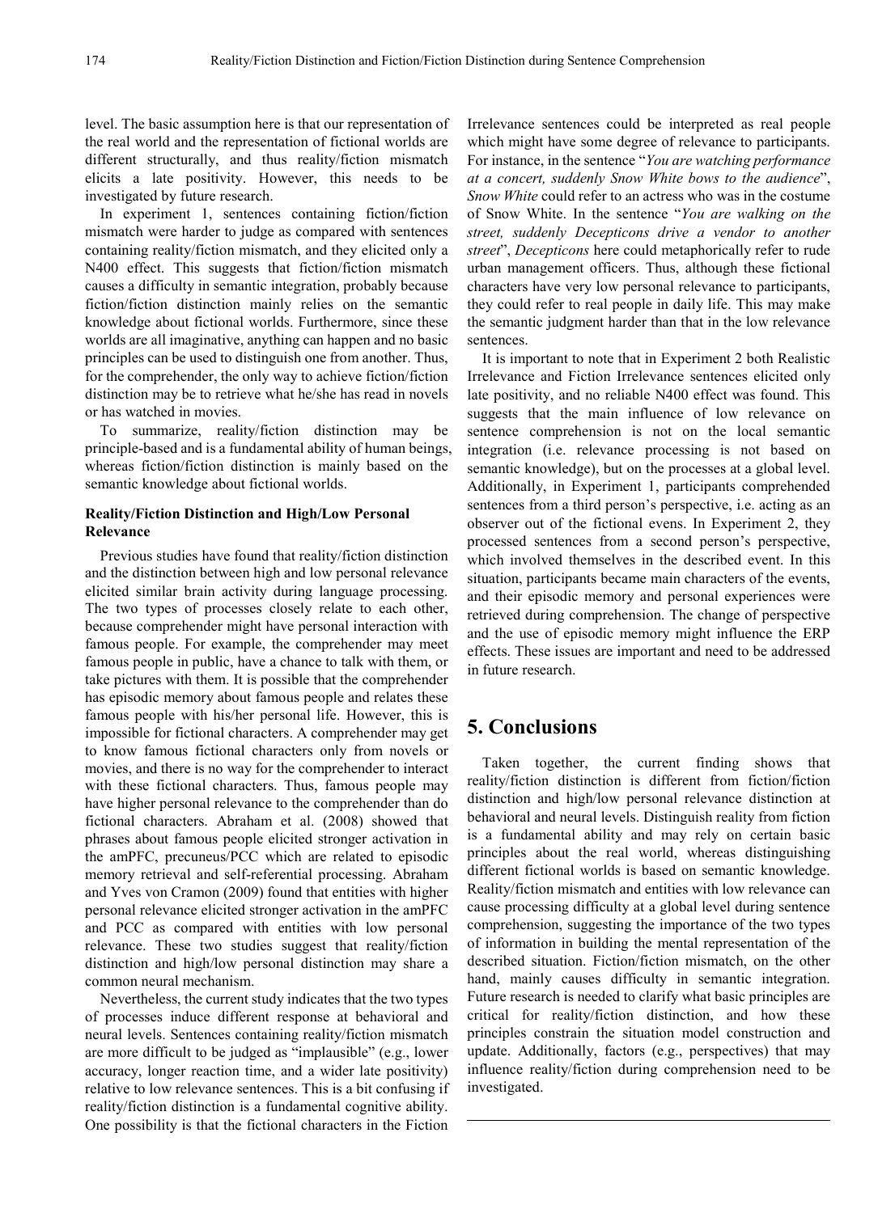level. The basic assumption here is that our representation of the real world and the representation of fictional worlds are different structurally, and thus reality/fiction mismatch elicits a late positivity. However, this needs to be investigated by future research.

In experiment 1, sentences containing fiction/fiction mismatch were harder to judge as compared with sentences containing reality/fiction mismatch, and they elicited only a N400 effect. This suggests that fiction/fiction mismatch causes a difficulty in semantic integration, probably because fiction/fiction distinction mainly relies on the semantic knowledge about fictional worlds. Furthermore, since these worlds are all imaginative, anything can happen and no basic principles can be used to distinguish one from another. Thus, for the comprehender, the only way to achieve fiction/fiction distinction may be to retrieve what he/she has read in novels or has watched in movies.

To summarize, reality/fiction distinction may be principle-based and is a fundamental ability of human beings, whereas fiction/fiction distinction is mainly based on the semantic knowledge about fictional worlds.

**Reality/Fiction Distinction and High/Low Personal Relevance**

Previous studies have found that reality/fiction distinction and the distinction between high and low personal relevance elicited similar brain activity during language processing. The two types of processes closely relate to each other, because comprehender might have personal interaction with famous people. For example, the comprehender may meet famous people in public, have a chance to talk with them, or take pictures with them. It is possible that the comprehender has episodic memory about famous people and relates these famous people with his/her personal life. However, this is impossible for fictional characters. A comprehender may get to know famous fictional characters only from novels or movies, and there is no way for the comprehender to interact with these fictional characters. Thus, famous people may have higher personal relevance to the comprehender than do fictional characters. Abraham et al. (2008) showed that phrases about famous people elicited stronger activation in the amPFC, precuneus/PCC which are related to episodic memory retrieval and self-referential processing. Abraham and Yves von Cramon (2009) found that entities with higher personal relevance elicited stronger activation in the amPFC and PCC as compared with entities with low personal relevance. These two studies suggest that reality/fiction distinction and high/low personal distinction may share a common neural mechanism.

Nevertheless, the current study indicates that the two types of processes induce different response at behavioral and neural levels. Sentences containing reality/fiction mismatch are more difficult to be judged as "implausible" (e.g., lower accuracy, longer reaction time, and a wider late positivity) relative to low relevance sentences. This is a bit confusing if reality/fiction distinction is a fundamental cognitive ability. One possibility is that the fictional characters in the Fiction Irrelevance sentences could be interpreted as real people which might have some degree of relevance to participants. For instance, in the sentence "*You are watching performance at a concert, suddenly Snow White bows to the audience*", *Snow White* could refer to an actress who was in the costume of Snow White. In the sentence "*You are walking on the street, suddenly Decepticons drive a vendor to another street*", *Decepticons* here could metaphorically refer to rude urban management officers. Thus, although these fictional characters have very low personal relevance to participants, they could refer to real people in daily life. This may make the semantic judgment harder than that in the low relevance sentences.

It is important to note that in Experiment 2 both Realistic Irrelevance and Fiction Irrelevance sentences elicited only late positivity, and no reliable N400 effect was found. This suggests that the main influence of low relevance on sentence comprehension is not on the local semantic integration (i.e. relevance processing is not based on semantic knowledge), but on the processes at a global level. Additionally, in Experiment 1, participants comprehended sentences from a third person's perspective, i.e. acting as an observer out of the fictional evens. In Experiment 2, they processed sentences from a second person's perspective, which involved themselves in the described event. In this situation, participants became main characters of the events, and their episodic memory and personal experiences were retrieved during comprehension. The change of perspective and the use of episodic memory might influence the ERP effects. These issues are important and need to be addressed in future research.

# 5. Conclusions

Taken together, the current finding shows that reality/fiction distinction is different from fiction/fiction distinction and high/low personal relevance distinction at behavioral and neural levels. Distinguish reality from fiction is a fundamental ability and may rely on certain basic principles about the real world, whereas distinguishing different fictional worlds is based on semantic knowledge. Reality/fiction mismatch and entities with low relevance can cause processing difficulty at a global level during sentence comprehension, suggesting the importance of the two types of information in building the mental representation of the described situation. Fiction/fiction mismatch, on the other hand, mainly causes difficulty in semantic integration. Future research is needed to clarify what basic principles are critical for reality/fiction distinction, and how these principles constrain the situation model construction and update. Additionally, factors (e.g., perspectives) that may influence reality/fiction during comprehension need to be investigated.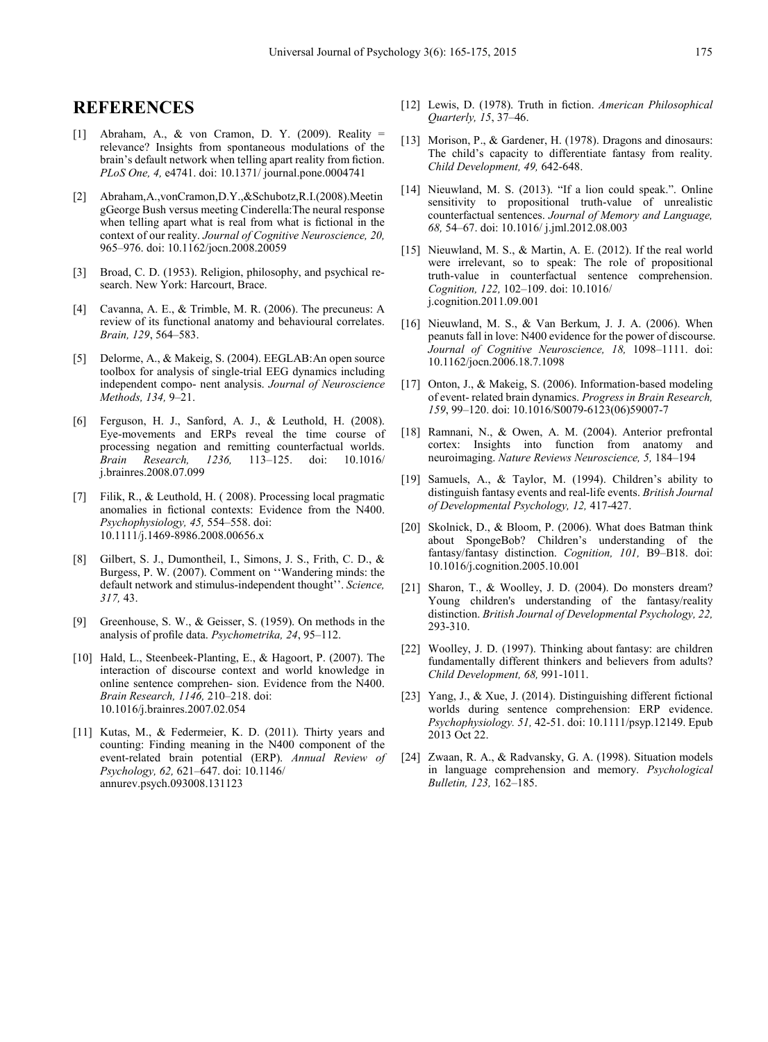# REFERENCES

[1] Abraham, A., & von Cramon, D. Y. (2009). Reality = relevance? Insights from spontaneous modulations of the brain's default network when telling apart reality from fiction. *PLoS One, 4,* e4741. doi: 10.1371/ journal.pone.0004741

[2] Abraham,A.,vonCramon,D.Y.,&Schubotz,R.I.(2008).MeetingGeorge Bush versus meeting Cinderella:The neural response when telling apart what is real from what is fictional in the context of our reality. *Journal of Cognitive Neuroscience, 20,* 965–976. doi: 10.1162/jocn.2008.20059

[3] Broad, C. D. (1953). Religion, philosophy, and psychical research. New York: Harcourt, Brace.

[4] Cavanna, A. E., & Trimble, M. R. (2006). The precuneus: A review of its functional anatomy and behavioural correlates. *Brain, 129*, 564–583.

[5] Delorme, A., & Makeig, S. (2004). EEGLAB:An open source toolbox for analysis of single-trial EEG dynamics including independent compo- nent analysis. *Journal of Neuroscience Methods, 134,* 9–21.

[6] Ferguson, H. J., Sanford, A. J., & Leuthold, H. (2008). Eye-movements and ERPs reveal the time course of processing negation and remitting counterfactual worlds. *Brain Research, 1236,* 113–125. doi: 10.1016/ j.brainres.2008.07.099

[7] Filik, R., & Leuthold, H. ( 2008). Processing local pragmatic anomalies in fictional contexts: Evidence from the N400. *Psychophysiology, 45,* 554–558. doi: 10.1111/j.1469-8986.2008.00656.x

[8] Gilbert, S. J., Dumontheil, I., Simons, J. S., Frith, C. D., & Burgess, P. W. (2007). Comment on ''Wandering minds: the default network and stimulus-independent thought''. *Science, 317,* 43.

[9] Greenhouse, S. W., & Geisser, S. (1959). On methods in the analysis of profile data. *Psychometrika, 24*, 95–112.

[10] Hald, L., Steenbeek-Planting, E., & Hagoort, P. (2007). The interaction of discourse context and world knowledge in online sentence comprehen- sion. Evidence from the N400. *Brain Research, 1146,* 210–218. doi: 10.1016/j.brainres.2007.02.054

[11] Kutas, M., & Federmeier, K. D. (2011). Thirty years and counting: Finding meaning in the N400 component of the event-related brain potential (ERP). *Annual Review of Psychology, 62,* 621–647. doi: 10.1146/ annurev.psych.093008.131123

[12] Lewis, D. (1978). Truth in fiction. *American Philosophical Quarterly, 15*, 37–46.

[13] Morison, P., & Gardener, H. (1978). Dragons and dinosaurs: The child's capacity to differentiate fantasy from reality. *Child Development, 49,* 642-648.

[14] Nieuwland, M. S. (2013). "If a lion could speak.". Online sensitivity to propositional truth-value of unrealistic counterfactual sentences. *Journal of Memory and Language, 68,* 54–67. doi: 10.1016/ j.jml.2012.08.003

[15] Nieuwland, M. S., & Martin, A. E. (2012). If the real world were irrelevant, so to speak: The role of propositional truth-value in counterfactual sentence comprehension. *Cognition, 122,* 102–109. doi: 10.1016/ j.cognition.2011.09.001

[16] Nieuwland, M. S., & Van Berkum, J. J. A. (2006). When peanuts fall in love: N400 evidence for the power of discourse. *Journal of Cognitive Neuroscience, 18,* 1098–1111. doi: 10.1162/jocn.2006.18.7.1098

[17] Onton, J., & Makeig, S. (2006). Information-based modeling of event- related brain dynamics. *Progress in Brain Research, 159*, 99–120. doi: 10.1016/S0079-6123(06)59007-7

[18] Ramnani, N., & Owen, A. M. (2004). Anterior prefrontal cortex: Insights into function from anatomy and neuroimaging. *Nature Reviews Neuroscience, 5,* 184–194

[19] Samuels, A., & Taylor, M. (1994). Children's ability to distinguish fantasy events and real-life events. *British Journal of Developmental Psychology, 12,* 417-427.

[20] Skolnick, D., & Bloom, P. (2006). What does Batman think about SpongeBob? Children's understanding of the fantasy/fantasy distinction. *Cognition, 101,* B9–B18. doi: 10.1016/j.cognition.2005.10.001

[21] Sharon, T., & Woolley, J. D. (2004). Do monsters dream? Young children's understanding of the fantasy/reality distinction. *British Journal of Developmental Psychology, 22,* 293-310.

[22] Woolley, J. D. (1997). Thinking about fantasy: are children fundamentally different thinkers and believers from adults? *Child Development, 68,* 991-1011.

[23] Yang, J., & Xue, J. (2014). Distinguishing different fictional worlds during sentence comprehension: ERP evidence. *Psychophysiology. 51,* 42-51. doi: 10.1111/psyp.12149. Epub 2013 Oct 22.

[24] Zwaan, R. A., & Radvansky, G. A. (1998). Situation models in language comprehension and memory. *Psychological Bulletin, 123,* 162–185.